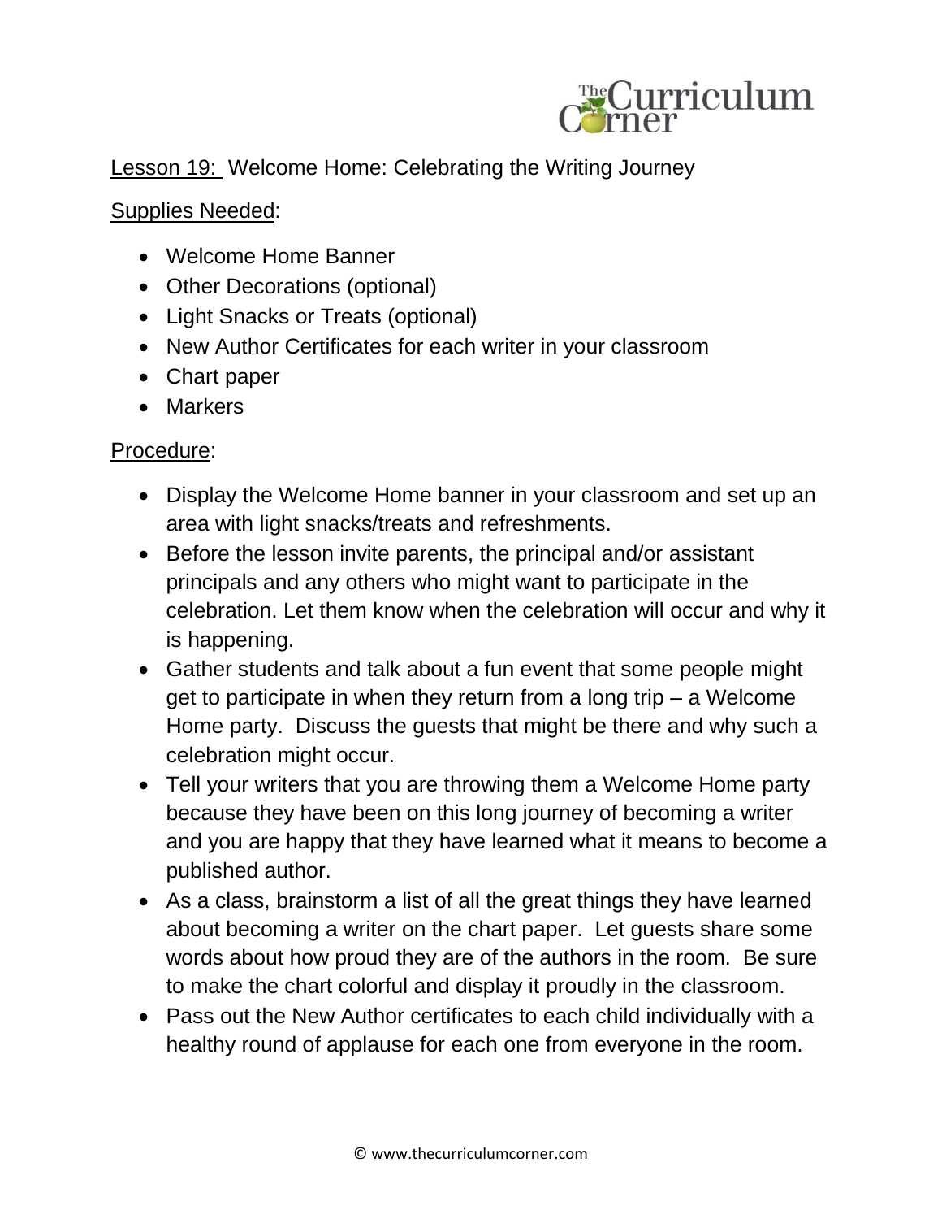Lesson 19: Welcome Home: Celebrating the Writing Journey

Supplies Needed:

- Welcome Home Banner
- Other Decorations (optional)
- Light Snacks or Treats (optional)
- New Author Certificates for each writer in your classroom
- Chart paper
- Markers

Procedure:

- Display the Welcome Home banner in your classroom and set up an area with light snacks/treats and refreshments.
- Before the lesson invite parents, the principal and/or assistant principals and any others who might want to participate in the celebration. Let them know when the celebration will occur and why it is happening.
- Gather students and talk about a fun event that some people might get to participate in when they return from a long trip – a Welcome Home party. Discuss the guests that might be there and why such a celebration might occur.
- Tell your writers that you are throwing them a Welcome Home party because they have been on this long journey of becoming a writer and you are happy that they have learned what it means to become a published author.
- As a class, brainstorm a list of all the great things they have learned about becoming a writer on the chart paper. Let guests share some words about how proud they are of the authors in the room. Be sure to make the chart colorful and display it proudly in the classroom.
- Pass out the New Author certificates to each child individually with a healthy round of applause for each one from everyone in the room.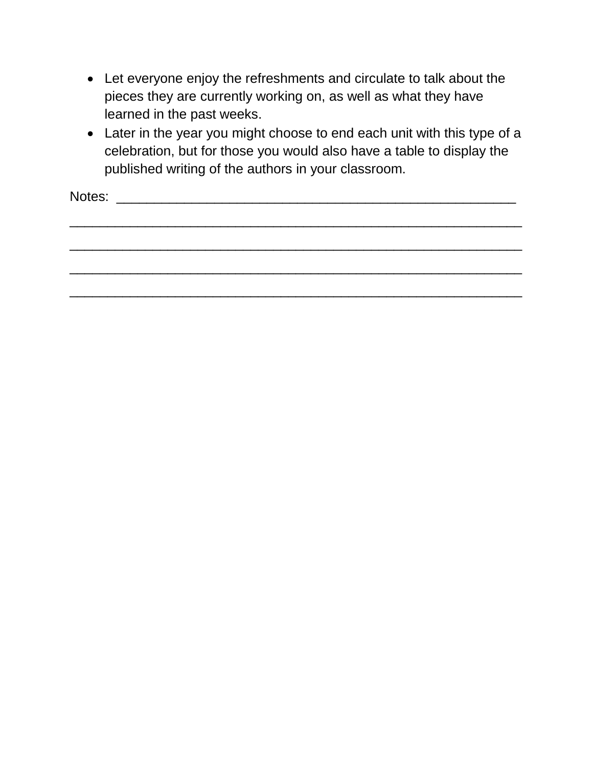- Let everyone enjoy the refreshments and circulate to talk about the pieces they are currently working on, as well as what they have learned in the past weeks.
- Later in the year you might choose to end each unit with this type of a celebration, but for those you would also have a table to display the published writing of the authors in your classroom.

Notes: _______________________________________________________

_______________________________________________________________

_______________________________________________________________

_______________________________________________________________

_______________________________________________________________